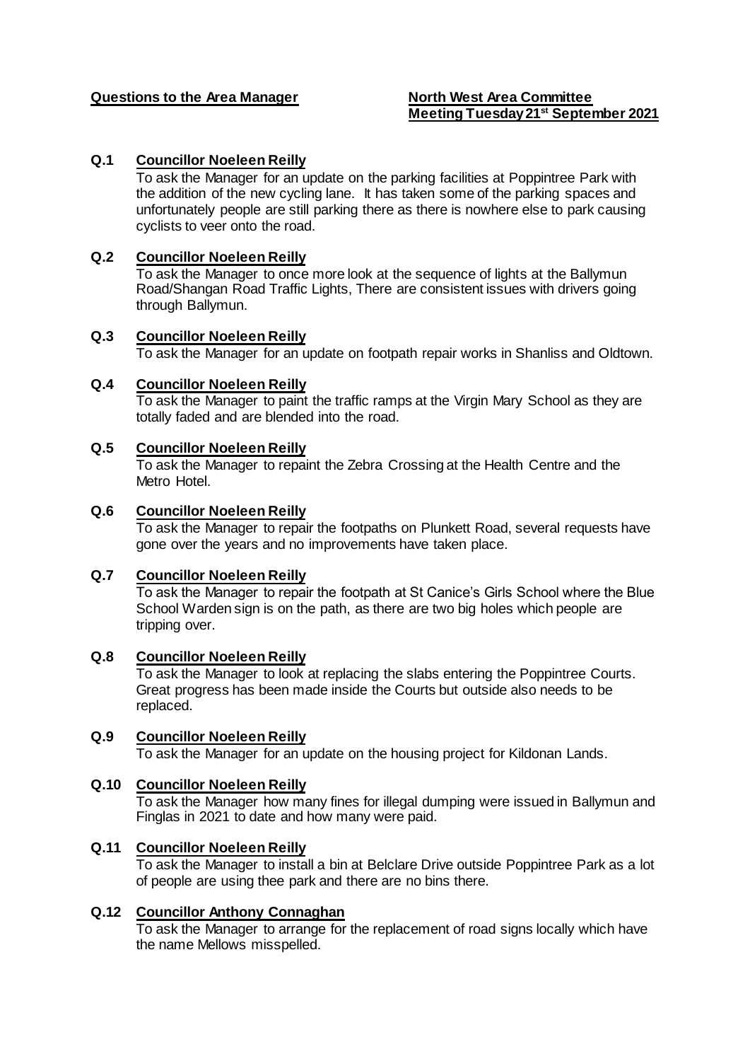**Questions to the Area Manager** **North West Area Committee**
**Meeting Tuesday 21st September 2021**

**Q.1** **Councillor Noeleen Reilly**
To ask the Manager for an update on the parking facilities at Poppintree Park with the addition of the new cycling lane. It has taken some of the parking spaces and unfortunately people are still parking there as there is nowhere else to park causing cyclists to veer onto the road.

**Q.2** **Councillor Noeleen Reilly**
To ask the Manager to once more look at the sequence of lights at the Ballymun Road/Shangan Road Traffic Lights, There are consistent issues with drivers going through Ballymun.

**Q.3** **Councillor Noeleen Reilly**
To ask the Manager for an update on footpath repair works in Shanliss and Oldtown.

**Q.4** **Councillor Noeleen Reilly**
To ask the Manager to paint the traffic ramps at the Virgin Mary School as they are totally faded and are blended into the road.

**Q.5** **Councillor Noeleen Reilly**
To ask the Manager to repaint the Zebra Crossing at the Health Centre and the Metro Hotel.

**Q.6** **Councillor Noeleen Reilly**
To ask the Manager to repair the footpaths on Plunkett Road, several requests have gone over the years and no improvements have taken place.

**Q.7** **Councillor Noeleen Reilly**
To ask the Manager to repair the footpath at St Canice's Girls School where the Blue School Warden sign is on the path, as there are two big holes which people are tripping over.

**Q.8** **Councillor Noeleen Reilly**
To ask the Manager to look at replacing the slabs entering the Poppintree Courts. Great progress has been made inside the Courts but outside also needs to be replaced.

**Q.9** **Councillor Noeleen Reilly**
To ask the Manager for an update on the housing project for Kildonan Lands.

**Q.10** **Councillor Noeleen Reilly**
To ask the Manager how many fines for illegal dumping were issued in Ballymun and Finglas in 2021 to date and how many were paid.

**Q.11** **Councillor Noeleen Reilly**
To ask the Manager to install a bin at Belclare Drive outside Poppintree Park as a lot of people are using thee park and there are no bins there.

**Q.12** **Councillor Anthony Connaghan**
To ask the Manager to arrange for the replacement of road signs locally which have the name Mellows misspelled.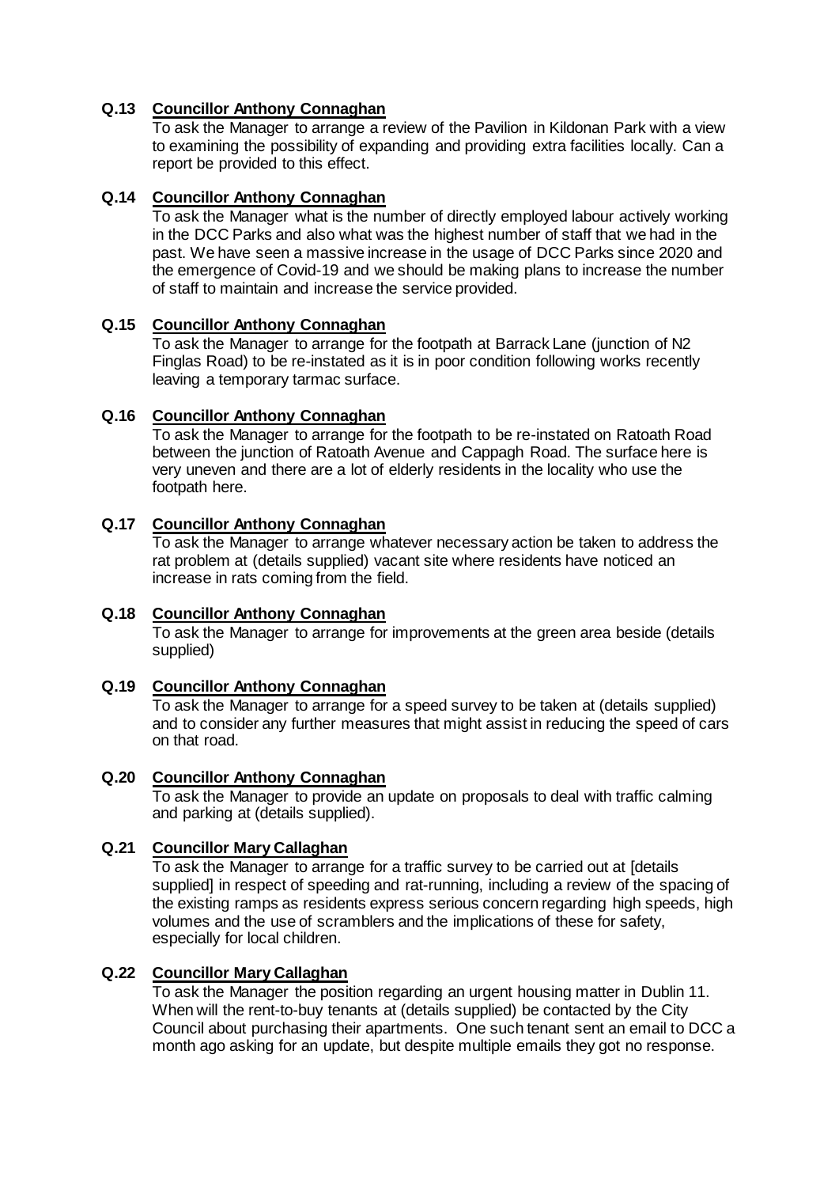**Q.13 Councillor Anthony Connaghan**

To ask the Manager to arrange a review of the Pavilion in Kildonan Park with a view to examining the possibility of expanding and providing extra facilities locally. Can a report be provided to this effect.

**Q.14 Councillor Anthony Connaghan**

To ask the Manager what is the number of directly employed labour actively working in the DCC Parks and also what was the highest number of staff that we had in the past. We have seen a massive increase in the usage of DCC Parks since 2020 and the emergence of Covid-19 and we should be making plans to increase the number of staff to maintain and increase the service provided.

**Q.15 Councillor Anthony Connaghan**

To ask the Manager to arrange for the footpath at Barrack Lane (junction of N2 Finglas Road) to be re-instated as it is in poor condition following works recently leaving a temporary tarmac surface.

**Q.16 Councillor Anthony Connaghan**

To ask the Manager to arrange for the footpath to be re-instated on Ratoath Road between the junction of Ratoath Avenue and Cappagh Road. The surface here is very uneven and there are a lot of elderly residents in the locality who use the footpath here.

**Q.17 Councillor Anthony Connaghan**

To ask the Manager to arrange whatever necessary action be taken to address the rat problem at (details supplied) vacant site where residents have noticed an increase in rats coming from the field.

**Q.18 Councillor Anthony Connaghan**

To ask the Manager to arrange for improvements at the green area beside (details supplied)

**Q.19 Councillor Anthony Connaghan**

To ask the Manager to arrange for a speed survey to be taken at (details supplied) and to consider any further measures that might assist in reducing the speed of cars on that road.

**Q.20 Councillor Anthony Connaghan**

To ask the Manager to provide an update on proposals to deal with traffic calming and parking at (details supplied).

**Q.21 Councillor Mary Callaghan**

To ask the Manager to arrange for a traffic survey to be carried out at [details supplied] in respect of speeding and rat-running, including a review of the spacing of the existing ramps as residents express serious concern regarding high speeds, high volumes and the use of scramblers and the implications of these for safety, especially for local children.

**Q.22 Councillor Mary Callaghan**

To ask the Manager the position regarding an urgent housing matter in Dublin 11. When will the rent-to-buy tenants at (details supplied) be contacted by the City Council about purchasing their apartments. One such tenant sent an email to DCC a month ago asking for an update, but despite multiple emails they got no response.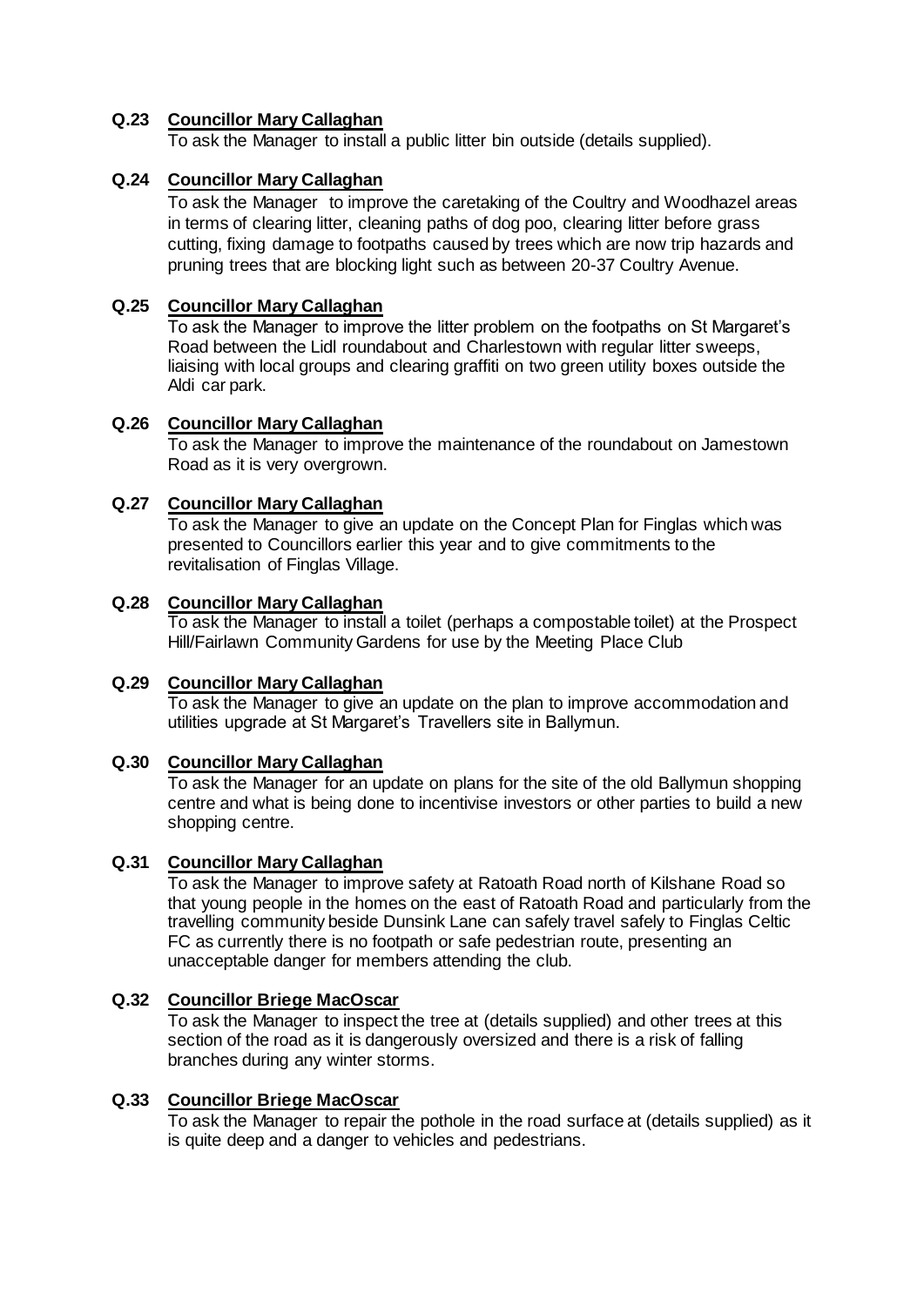**Q.23 Councillor Mary Callaghan**

To ask the Manager to install a public litter bin outside (details supplied).

**Q.24 Councillor Mary Callaghan**

To ask the Manager to improve the caretaking of the Coultry and Woodhazel areas in terms of clearing litter, cleaning paths of dog poo, clearing litter before grass cutting, fixing damage to footpaths caused by trees which are now trip hazards and pruning trees that are blocking light such as between 20-37 Coultry Avenue.

**Q.25 Councillor Mary Callaghan**

To ask the Manager to improve the litter problem on the footpaths on St Margaret's Road between the Lidl roundabout and Charlestown with regular litter sweeps, liaising with local groups and clearing graffiti on two green utility boxes outside the Aldi car park.

**Q.26 Councillor Mary Callaghan**

To ask the Manager to improve the maintenance of the roundabout on Jamestown Road as it is very overgrown.

**Q.27 Councillor Mary Callaghan**

To ask the Manager to give an update on the Concept Plan for Finglas which was presented to Councillors earlier this year and to give commitments to the revitalisation of Finglas Village.

**Q.28 Councillor Mary Callaghan**

To ask the Manager to install a toilet (perhaps a compostable toilet) at the Prospect Hill/Fairlawn Community Gardens for use by the Meeting Place Club

**Q.29 Councillor Mary Callaghan**

To ask the Manager to give an update on the plan to improve accommodation and utilities upgrade at St Margaret's Travellers site in Ballymun.

**Q.30 Councillor Mary Callaghan**

To ask the Manager for an update on plans for the site of the old Ballymun shopping centre and what is being done to incentivise investors or other parties to build a new shopping centre.

**Q.31 Councillor Mary Callaghan**

To ask the Manager to improve safety at Ratoath Road north of Kilshane Road so that young people in the homes on the east of Ratoath Road and particularly from the travelling community beside Dunsink Lane can safely travel safely to Finglas Celtic FC as currently there is no footpath or safe pedestrian route, presenting an unacceptable danger for members attending the club.

**Q.32 Councillor Briege MacOscar**

To ask the Manager to inspect the tree at (details supplied) and other trees at this section of the road as it is dangerously oversized and there is a risk of falling branches during any winter storms.

**Q.33 Councillor Briege MacOscar**

To ask the Manager to repair the pothole in the road surface at (details supplied) as it is quite deep and a danger to vehicles and pedestrians.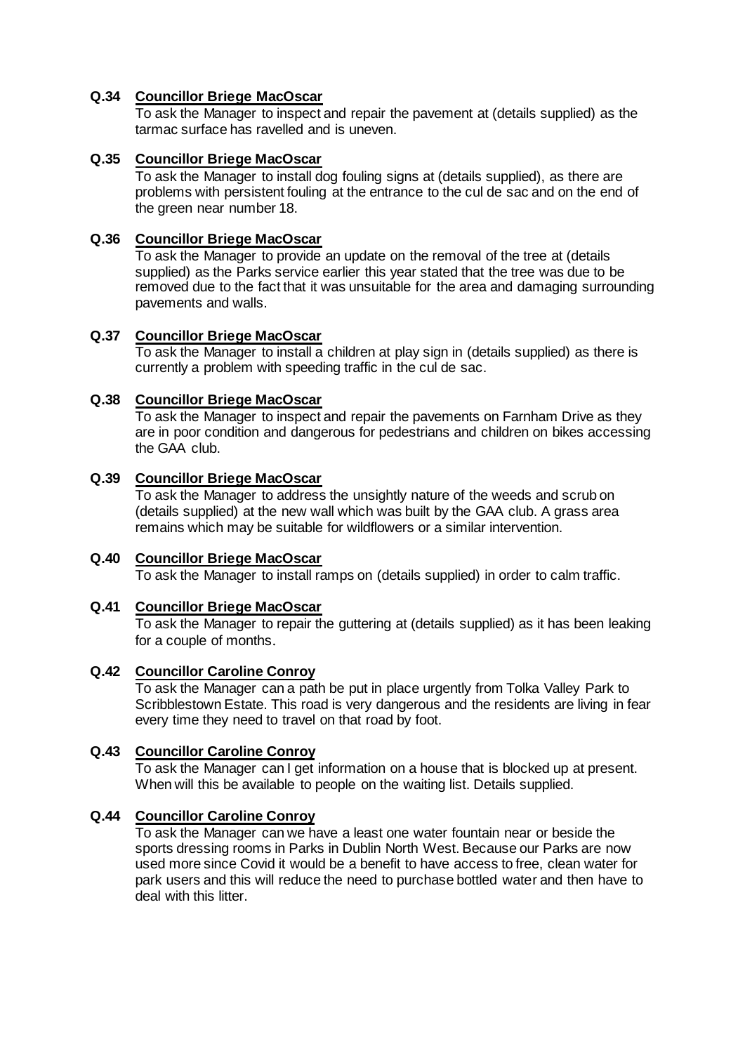**Q.34 Councillor Briege MacOscar**
To ask the Manager to inspect and repair the pavement at (details supplied) as the tarmac surface has ravelled and is uneven.

**Q.35 Councillor Briege MacOscar**
To ask the Manager to install dog fouling signs at (details supplied), as there are problems with persistent fouling at the entrance to the cul de sac and on the end of the green near number 18.

**Q.36 Councillor Briege MacOscar**
To ask the Manager to provide an update on the removal of the tree at (details supplied) as the Parks service earlier this year stated that the tree was due to be removed due to the fact that it was unsuitable for the area and damaging surrounding pavements and walls.

**Q.37 Councillor Briege MacOscar**
To ask the Manager to install a children at play sign in (details supplied) as there is currently a problem with speeding traffic in the cul de sac.

**Q.38 Councillor Briege MacOscar**
To ask the Manager to inspect and repair the pavements on Farnham Drive as they are in poor condition and dangerous for pedestrians and children on bikes accessing the GAA club.

**Q.39 Councillor Briege MacOscar**
To ask the Manager to address the unsightly nature of the weeds and scrub on (details supplied) at the new wall which was built by the GAA club. A grass area remains which may be suitable for wildflowers or a similar intervention.

**Q.40 Councillor Briege MacOscar**
To ask the Manager to install ramps on (details supplied) in order to calm traffic.

**Q.41 Councillor Briege MacOscar**
To ask the Manager to repair the guttering at (details supplied) as it has been leaking for a couple of months.

**Q.42 Councillor Caroline Conroy**
To ask the Manager can a path be put in place urgently from Tolka Valley Park to Scribblestown Estate. This road is very dangerous and the residents are living in fear every time they need to travel on that road by foot.

**Q.43 Councillor Caroline Conroy**
To ask the Manager can I get information on a house that is blocked up at present. When will this be available to people on the waiting list. Details supplied.

**Q.44 Councillor Caroline Conroy**
To ask the Manager can we have a least one water fountain near or beside the sports dressing rooms in Parks in Dublin North West. Because our Parks are now used more since Covid it would be a benefit to have access to free, clean water for park users and this will reduce the need to purchase bottled water and then have to deal with this litter.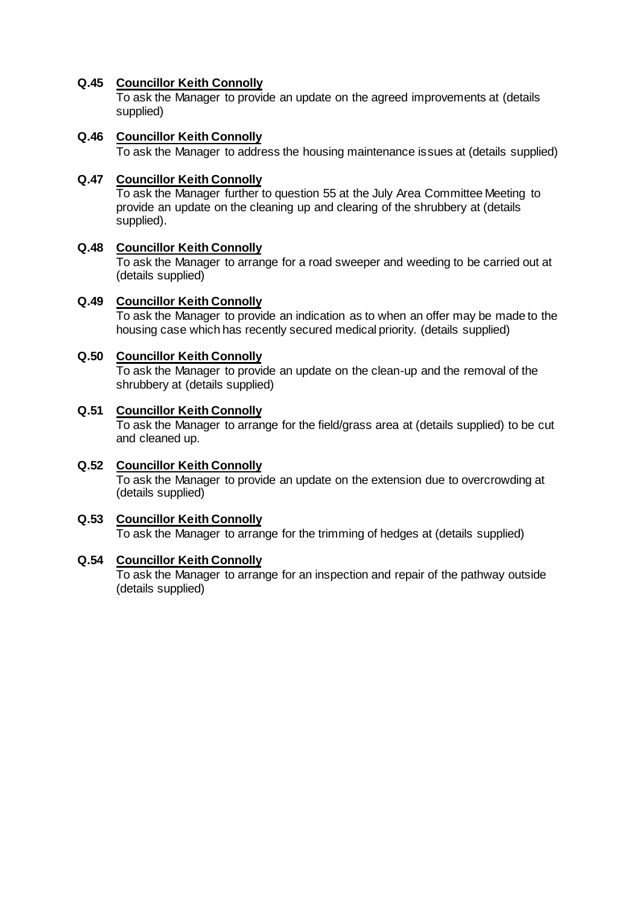**Q.45 Councillor Keith Connolly**
To ask the Manager to provide an update on the agreed improvements at (details supplied)

**Q.46 Councillor Keith Connolly**
To ask the Manager to address the housing maintenance issues at (details supplied)

**Q.47 Councillor Keith Connolly**
To ask the Manager further to question 55 at the July Area Committee Meeting to provide an update on the cleaning up and clearing of the shrubbery at (details supplied).

**Q.48 Councillor Keith Connolly**
To ask the Manager to arrange for a road sweeper and weeding to be carried out at (details supplied)

**Q.49 Councillor Keith Connolly**
To ask the Manager to provide an indication as to when an offer may be made to the housing case which has recently secured medical priority. (details supplied)

**Q.50 Councillor Keith Connolly**
To ask the Manager to provide an update on the clean-up and the removal of the shrubbery at (details supplied)

**Q.51 Councillor Keith Connolly**
To ask the Manager to arrange for the field/grass area at (details supplied) to be cut and cleaned up.

**Q.52 Councillor Keith Connolly**
To ask the Manager to provide an update on the extension due to overcrowding at (details supplied)

**Q.53 Councillor Keith Connolly**
To ask the Manager to arrange for the trimming of hedges at (details supplied)

**Q.54 Councillor Keith Connolly**
To ask the Manager to arrange for an inspection and repair of the pathway outside (details supplied)